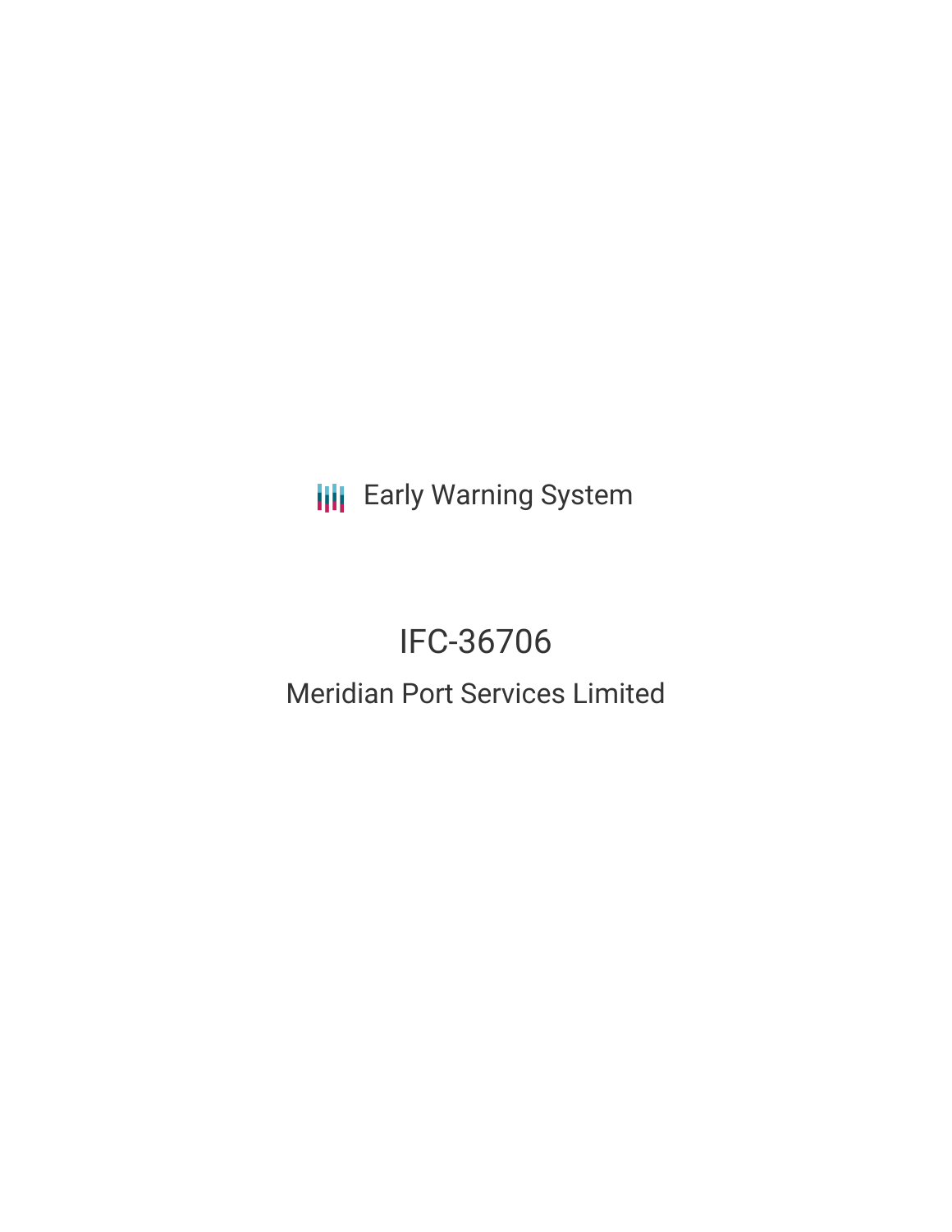Early Warning System

# IFC-36706

## Meridian Port Services Limited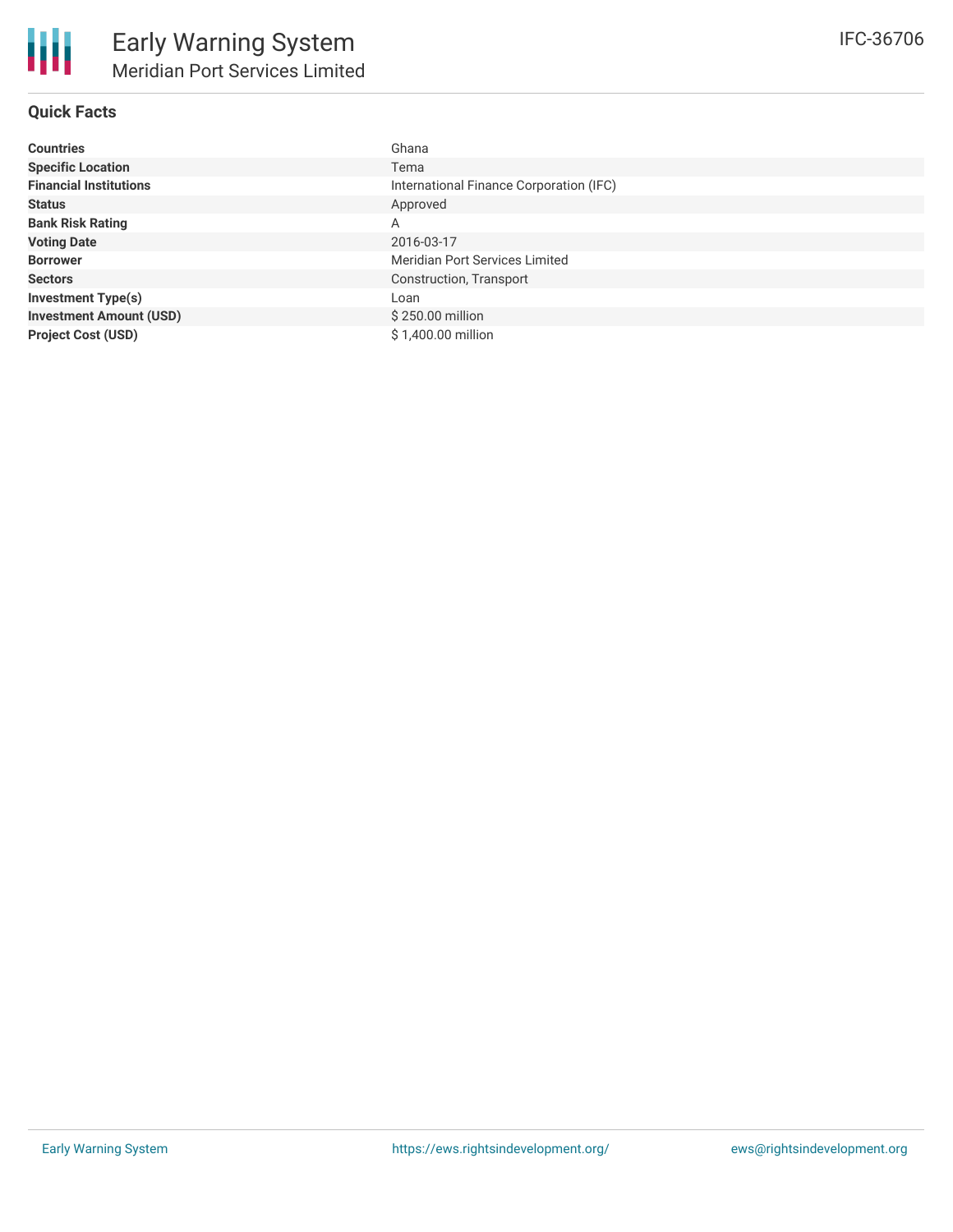## Quick Facts

| | |
|---|---|
| **Countries** | Ghana |
| **Specific Location** | Tema |
| **Financial Institutions** | International Finance Corporation (IFC) |
| **Status** | Approved |
| **Bank Risk Rating** | A |
| **Voting Date** | 2016-03-17 |
| **Borrower** | Meridian Port Services Limited |
| **Sectors** | Construction, Transport |
| **Investment Type(s)** | Loan |
| **Investment Amount (USD)** | $ 250.00 million |
| **Project Cost (USD)** | $ 1,400.00 million |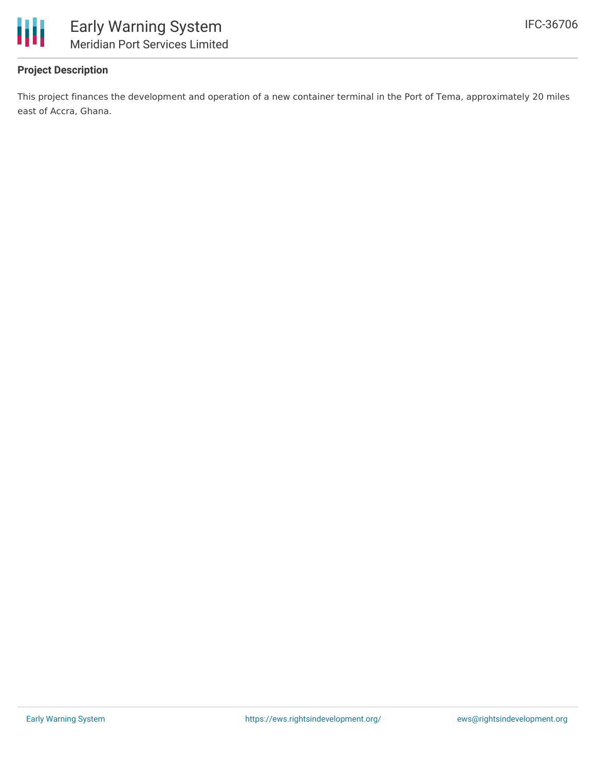## Project Description

This project finances the development and operation of a new container terminal in the Port of Tema, approximately 20 miles east of Accra, Ghana.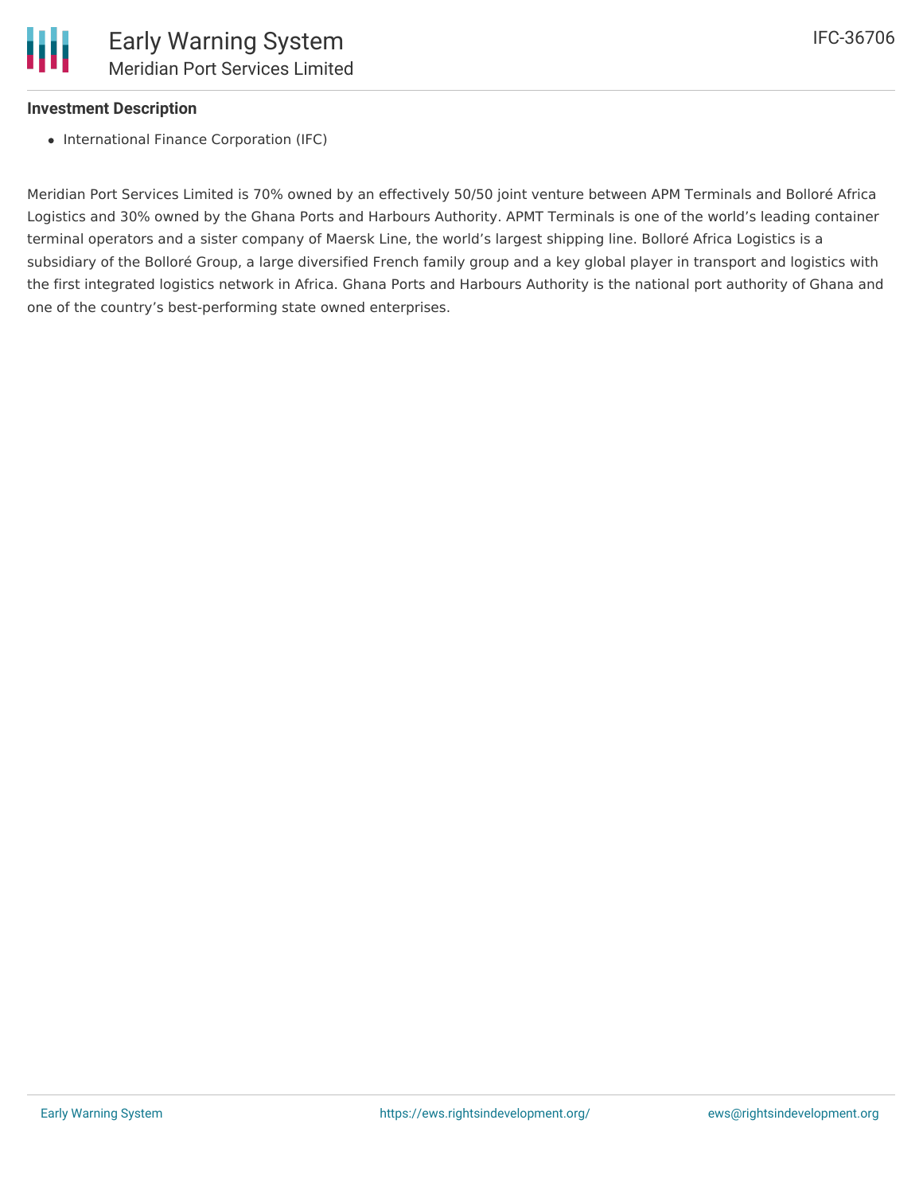### Investment Description

- International Finance Corporation (IFC)

Meridian Port Services Limited is 70% owned by an effectively 50/50 joint venture between APM Terminals and Bolloré Africa Logistics and 30% owned by the Ghana Ports and Harbours Authority. APMT Terminals is one of the world's leading container terminal operators and a sister company of Maersk Line, the world's largest shipping line. Bolloré Africa Logistics is a subsidiary of the Bolloré Group, a large diversified French family group and a key global player in transport and logistics with the first integrated logistics network in Africa. Ghana Ports and Harbours Authority is the national port authority of Ghana and one of the country's best-performing state owned enterprises.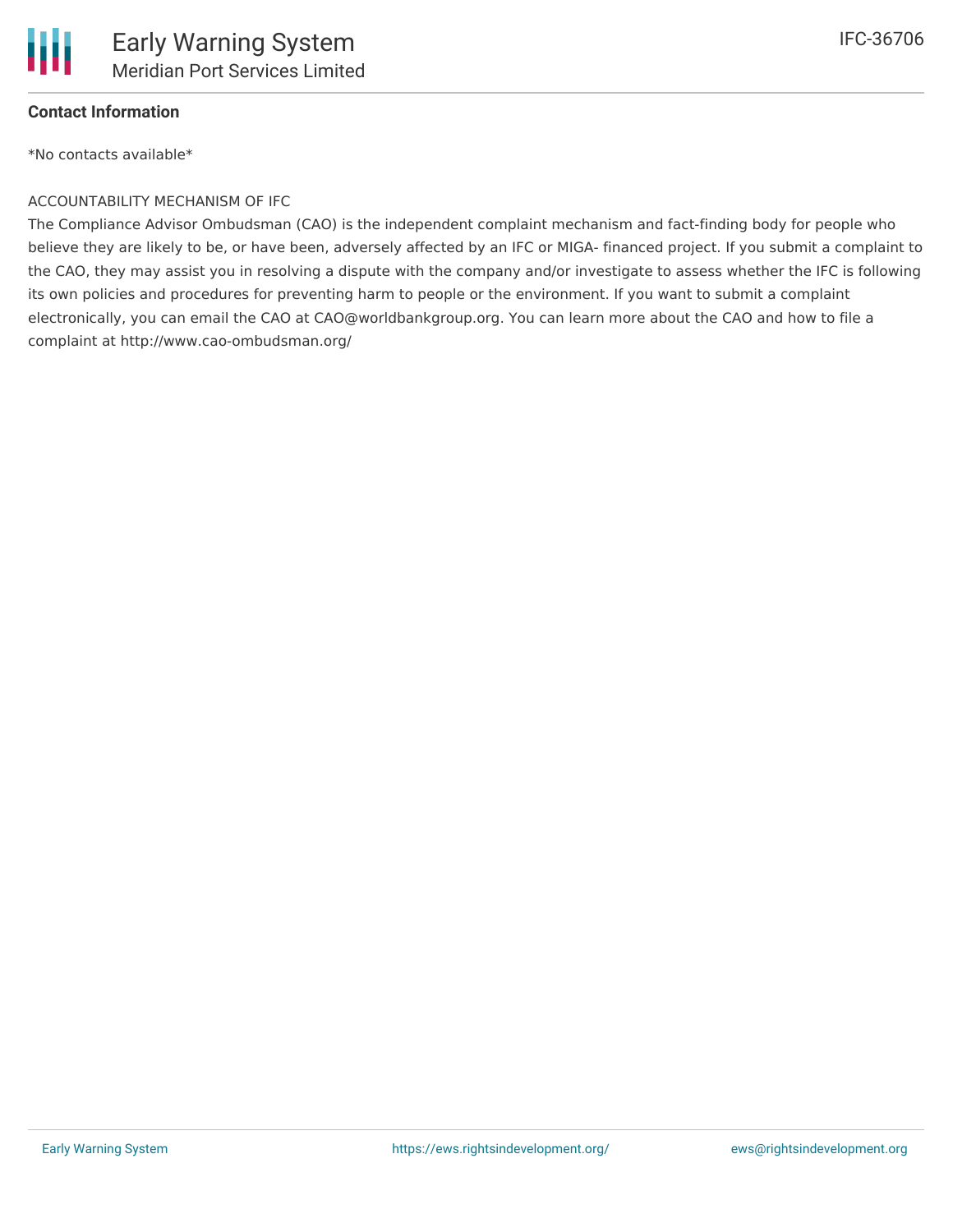**Contact Information**

*No contacts available*

ACCOUNTABILITY MECHANISM OF IFC

The Compliance Advisor Ombudsman (CAO) is the independent complaint mechanism and fact-finding body for people who believe they are likely to be, or have been, adversely affected by an IFC or MIGA- financed project. If you submit a complaint to the CAO, they may assist you in resolving a dispute with the company and/or investigate to assess whether the IFC is following its own policies and procedures for preventing harm to people or the environment. If you want to submit a complaint electronically, you can email the CAO at CAO@worldbankgroup.org. You can learn more about the CAO and how to file a complaint at http://www.cao-ombudsman.org/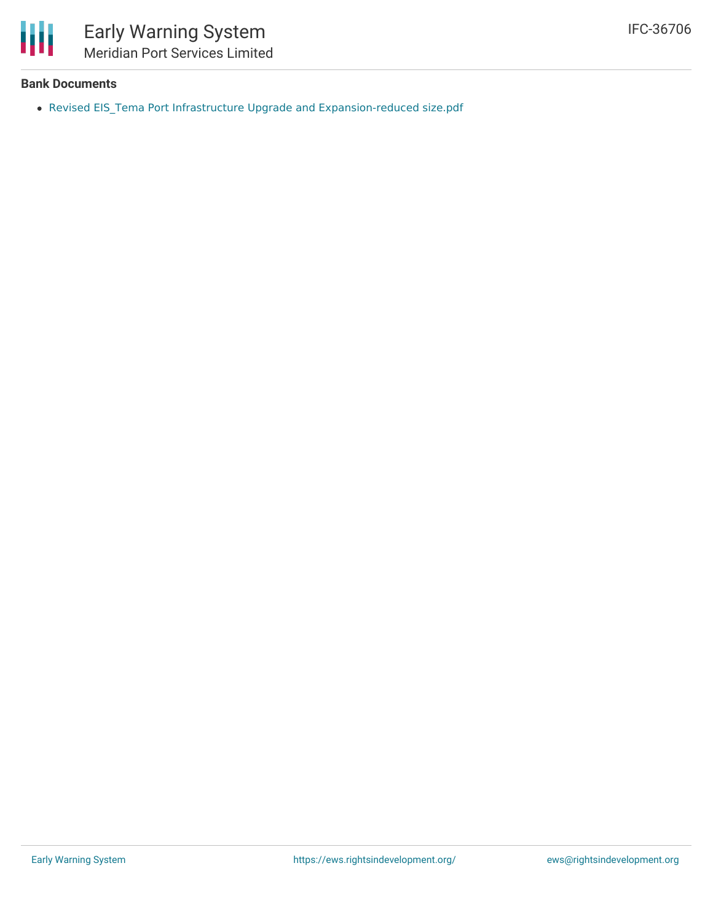**Bank Documents**

- Revised EIS_Tema Port Infrastructure Upgrade and Expansion-reduced size.pdf